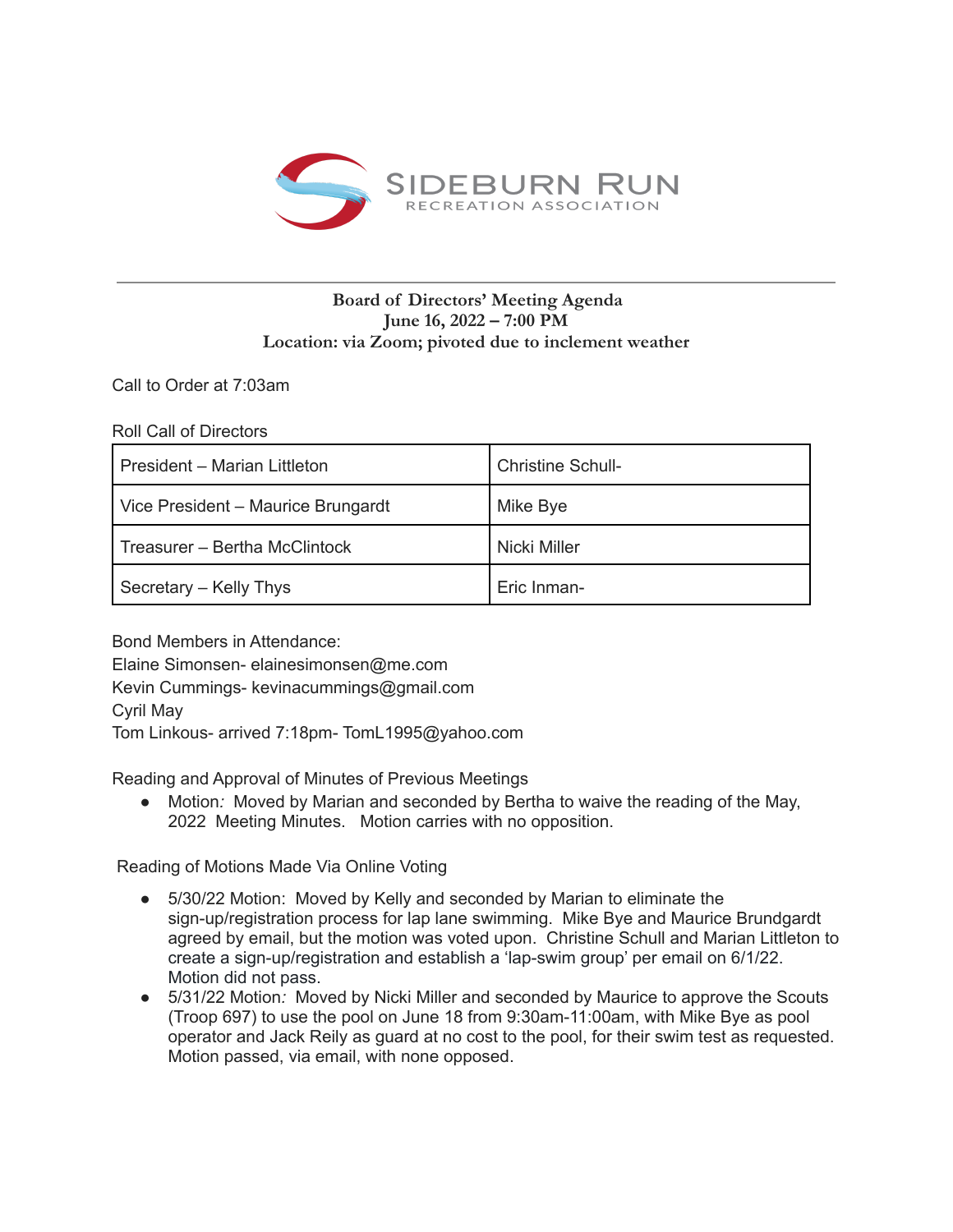SIDEBURN RUN
RECREATION ASSOCIATION

---

**Board of Directors' Meeting Agenda**
**June 16, 2022 – 7:00 PM**
**Location: via Zoom; pivoted due to inclement weather**

Call to Order at 7:03am

Roll Call of Directors

| President – Marian Littleton | Christine Schull- |
|---|---|
| Vice President – Maurice Brungardt | Mike Bye |
| Treasurer – Bertha McClintock | Nicki Miller |
| Secretary – Kelly Thys | Eric Inman- |

Bond Members in Attendance:
Elaine Simonsen- elainesimonsen@me.com
Kevin Cummings- kevinacummings@gmail.com
Cyril May
Tom Linkous- arrived 7:18pm- TomL1995@yahoo.com

Reading and Approval of Minutes of Previous Meetings

- Motion*:* Moved by Marian and seconded by Bertha to waive the reading of the May, 2022 Meeting Minutes. Motion carries with no opposition.

Reading of Motions Made Via Online Voting

- 5/30/22 Motion: Moved by Kelly and seconded by Marian to eliminate the sign-up/registration process for lap lane swimming. Mike Bye and Maurice Brundgardt agreed by email, but the motion was voted upon. Christine Schull and Marian Littleton to create a sign-up/registration and establish a 'lap-swim group' per email on 6/1/22. Motion did not pass.
- 5/31/22 Motion*:* Moved by Nicki Miller and seconded by Maurice to approve the Scouts (Troop 697) to use the pool on June 18 from 9:30am-11:00am, with Mike Bye as pool operator and Jack Reily as guard at no cost to the pool, for their swim test as requested. Motion passed, via email, with none opposed.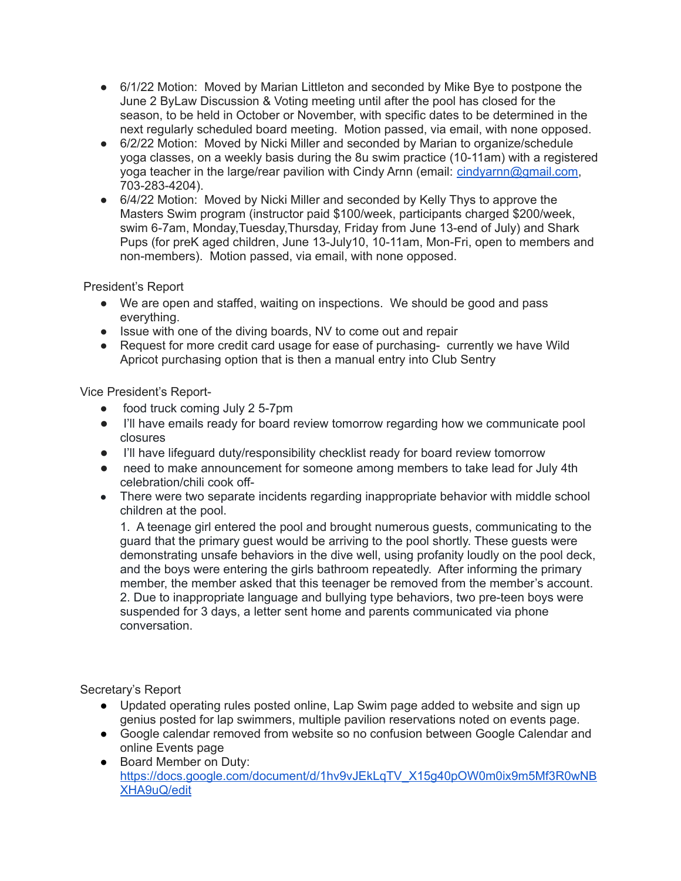- 6/1/22 Motion: Moved by Marian Littleton and seconded by Mike Bye to postpone the June 2 ByLaw Discussion & Voting meeting until after the pool has closed for the season, to be held in October or November, with specific dates to be determined in the next regularly scheduled board meeting. Motion passed, via email, with none opposed.
- 6/2/22 Motion: Moved by Nicki Miller and seconded by Marian to organize/schedule yoga classes, on a weekly basis during the 8u swim practice (10-11am) with a registered yoga teacher in the large/rear pavilion with Cindy Arnn (email: cindyarnn@gmail.com, 703-283-4204).
- 6/4/22 Motion: Moved by Nicki Miller and seconded by Kelly Thys to approve the Masters Swim program (instructor paid $100/week, participants charged $200/week, swim 6-7am, Monday,Tuesday,Thursday, Friday from June 13-end of July) and Shark Pups (for preK aged children, June 13-July10, 10-11am, Mon-Fri, open to members and non-members). Motion passed, via email, with none opposed.

President's Report

- We are open and staffed, waiting on inspections. We should be good and pass everything.
- Issue with one of the diving boards, NV to come out and repair
- Request for more credit card usage for ease of purchasing- currently we have Wild Apricot purchasing option that is then a manual entry into Club Sentry

Vice President's Report-

- food truck coming July 2 5-7pm
- I'll have emails ready for board review tomorrow regarding how we communicate pool closures
- I'll have lifeguard duty/responsibility checklist ready for board review tomorrow
- need to make announcement for someone among members to take lead for July 4th celebration/chili cook off-
- There were two separate incidents regarding inappropriate behavior with middle school children at the pool.
  1. A teenage girl entered the pool and brought numerous guests, communicating to the guard that the primary guest would be arriving to the pool shortly. These guests were demonstrating unsafe behaviors in the dive well, using profanity loudly on the pool deck, and the boys were entering the girls bathroom repeatedly. After informing the primary member, the member asked that this teenager be removed from the member's account.
  2. Due to inappropriate language and bullying type behaviors, two pre-teen boys were suspended for 3 days, a letter sent home and parents communicated via phone conversation.

Secretary's Report

- Updated operating rules posted online, Lap Swim page added to website and sign up genius posted for lap swimmers, multiple pavilion reservations noted on events page.
- Google calendar removed from website so no confusion between Google Calendar and online Events page
- Board Member on Duty: https://docs.google.com/document/d/1hv9vJEkLqTV_X15g40pOW0m0ix9m5Mf3R0wNBXHA9uQ/edit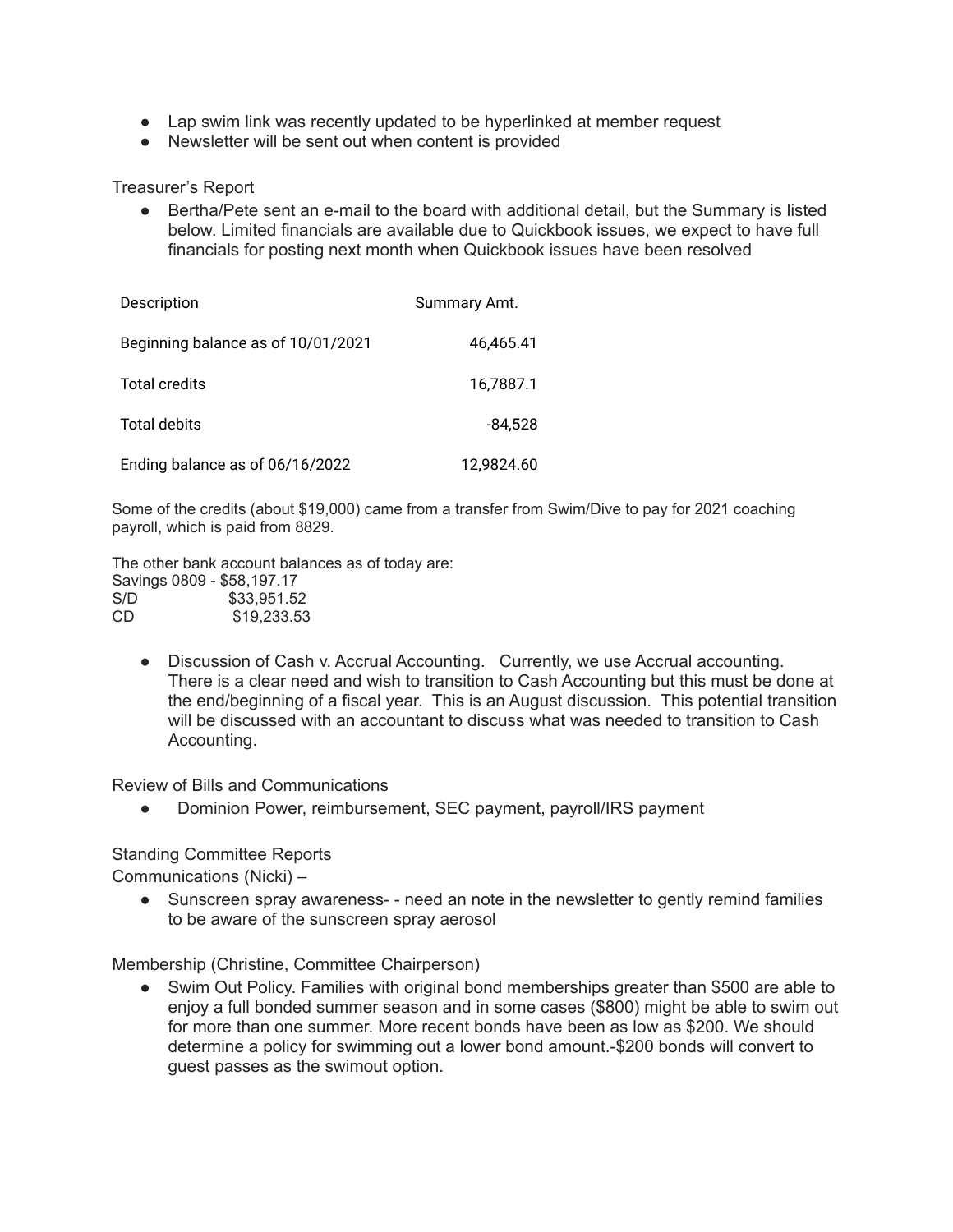- Lap swim link was recently updated to be hyperlinked at member request
- Newsletter will be sent out when content is provided

Treasurer's Report

- Bertha/Pete sent an e-mail to the board with additional detail, but the Summary is listed below. Limited financials are available due to Quickbook issues, we expect to have full financials for posting next month when Quickbook issues have been resolved

| Description | Summary Amt. |
|---|---|
| Beginning balance as of 10/01/2021 | 46,465.41 |
| Total credits | 16,7887.1 |
| Total debits | -84,528 |
| Ending balance as of 06/16/2022 | 12,9824.60 |

Some of the credits (about $19,000) came from a transfer from Swim/Dive to pay for 2021 coaching payroll, which is paid from 8829.

The other bank account balances as of today are:
Savings 0809 - $58,197.17
S/D $33,951.52
CD $19,233.53

- Discussion of Cash v. Accrual Accounting. Currently, we use Accrual accounting. There is a clear need and wish to transition to Cash Accounting but this must be done at the end/beginning of a fiscal year. This is an August discussion. This potential transition will be discussed with an accountant to discuss what was needed to transition to Cash Accounting.

Review of Bills and Communications

- Dominion Power, reimbursement, SEC payment, payroll/IRS payment

Standing Committee Reports

Communications (Nicki) –

- Sunscreen spray awareness- - need an note in the newsletter to gently remind families to be aware of the sunscreen spray aerosol

Membership (Christine, Committee Chairperson)

- Swim Out Policy. Families with original bond memberships greater than $500 are able to enjoy a full bonded summer season and in some cases ($800) might be able to swim out for more than one summer. More recent bonds have been as low as $200. We should determine a policy for swimming out a lower bond amount.-$200 bonds will convert to guest passes as the swimout option.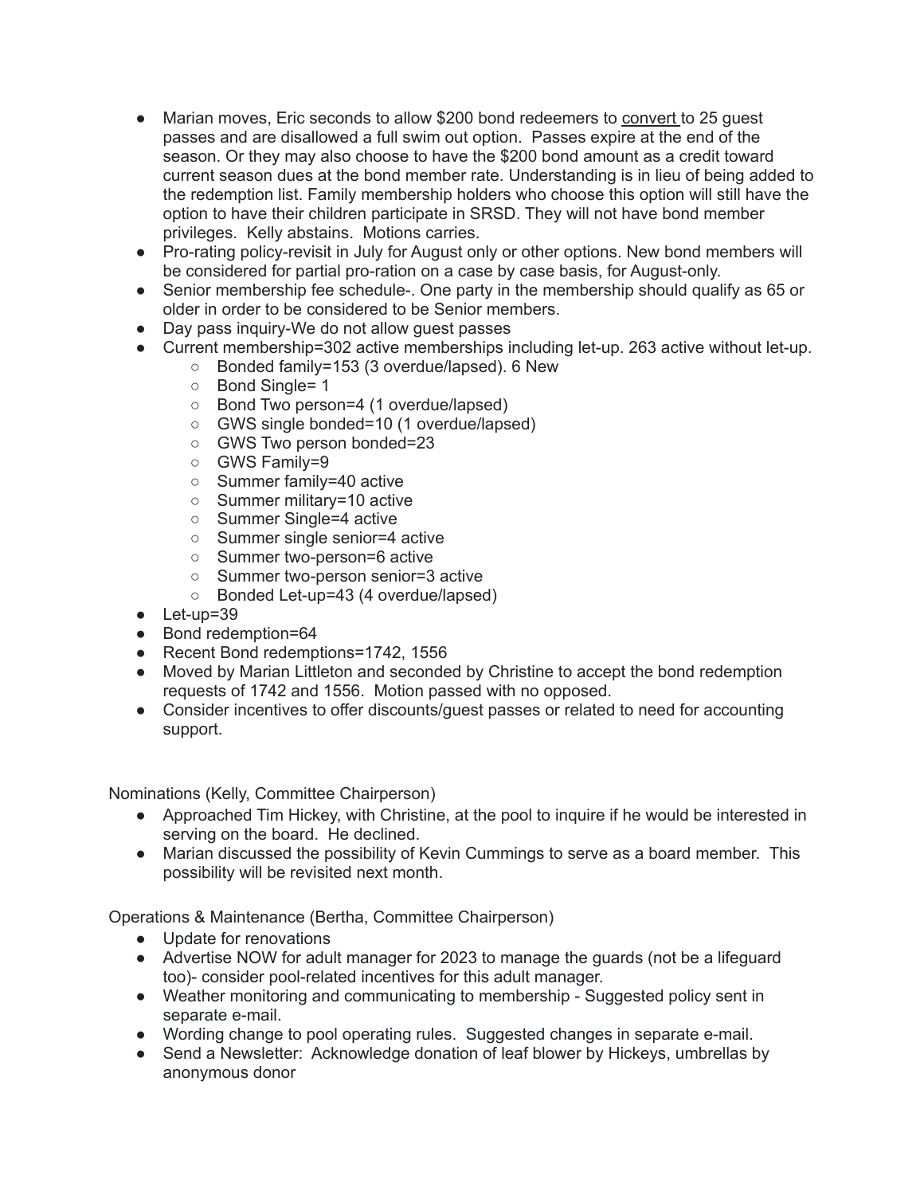- Marian moves, Eric seconds to allow $200 bond redeemers to convert to 25 guest passes and are disallowed a full swim out option. Passes expire at the end of the season. Or they may also choose to have the $200 bond amount as a credit toward current season dues at the bond member rate. Understanding is in lieu of being added to the redemption list. Family membership holders who choose this option will still have the option to have their children participate in SRSD. They will not have bond member privileges. Kelly abstains. Motions carries.
- Pro-rating policy-revisit in July for August only or other options. New bond members will be considered for partial pro-ration on a case by case basis, for August-only.
- Senior membership fee schedule-. One party in the membership should qualify as 65 or older in order to be considered to be Senior members.
- Day pass inquiry-We do not allow guest passes
- Current membership=302 active memberships including let-up. 263 active without let-up.
    - Bonded family=153 (3 overdue/lapsed). 6 New
    - Bond Single= 1
    - Bond Two person=4 (1 overdue/lapsed)
    - GWS single bonded=10 (1 overdue/lapsed)
    - GWS Two person bonded=23
    - GWS Family=9
    - Summer family=40 active
    - Summer military=10 active
    - Summer Single=4 active
    - Summer single senior=4 active
    - Summer two-person=6 active
    - Summer two-person senior=3 active
    - Bonded Let-up=43 (4 overdue/lapsed)
- Let-up=39
- Bond redemption=64
- Recent Bond redemptions=1742, 1556
- Moved by Marian Littleton and seconded by Christine to accept the bond redemption requests of 1742 and 1556. Motion passed with no opposed.
- Consider incentives to offer discounts/guest passes or related to need for accounting support.

Nominations (Kelly, Committee Chairperson)

- Approached Tim Hickey, with Christine, at the pool to inquire if he would be interested in serving on the board. He declined.
- Marian discussed the possibility of Kevin Cummings to serve as a board member. This possibility will be revisited next month.

Operations & Maintenance (Bertha, Committee Chairperson)

- Update for renovations
- Advertise NOW for adult manager for 2023 to manage the guards (not be a lifeguard too)- consider pool-related incentives for this adult manager.
- Weather monitoring and communicating to membership - Suggested policy sent in separate e-mail.
- Wording change to pool operating rules. Suggested changes in separate e-mail.
- Send a Newsletter: Acknowledge donation of leaf blower by Hickeys, umbrellas by anonymous donor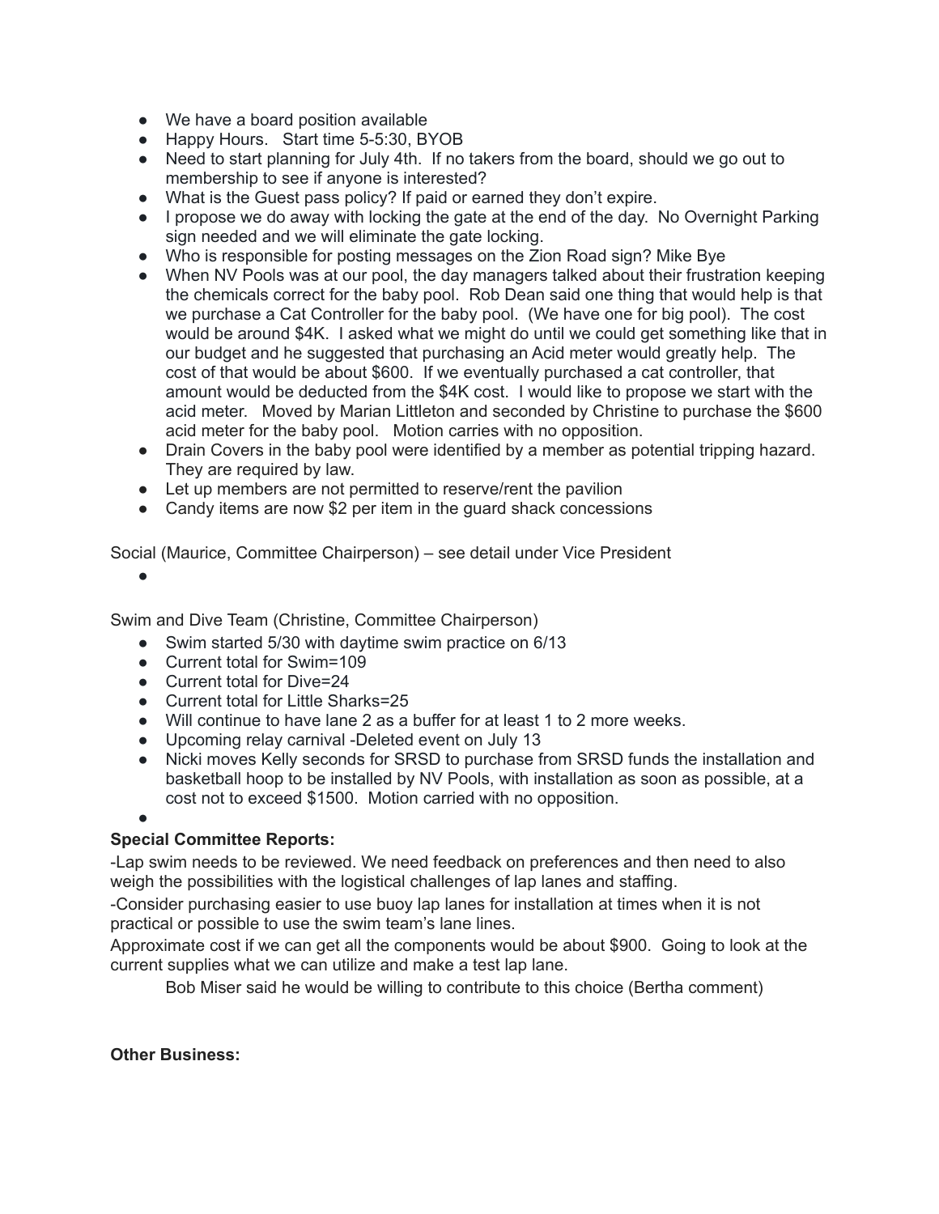- We have a board position available
- Happy Hours.   Start time 5-5:30, BYOB
- Need to start planning for July 4th.  If no takers from the board, should we go out to membership to see if anyone is interested?
- What is the Guest pass policy? If paid or earned they don't expire.
- I propose we do away with locking the gate at the end of the day.  No Overnight Parking sign needed and we will eliminate the gate locking.
- Who is responsible for posting messages on the Zion Road sign? Mike Bye
- When NV Pools was at our pool, the day managers talked about their frustration keeping the chemicals correct for the baby pool.  Rob Dean said one thing that would help is that we purchase a Cat Controller for the baby pool.  (We have one for big pool).  The cost would be around $4K.  I asked what we might do until we could get something like that in our budget and he suggested that purchasing an Acid meter would greatly help.  The cost of that would be about $600.  If we eventually purchased a cat controller, that amount would be deducted from the $4K cost.  I would like to propose we start with the acid meter.   Moved by Marian Littleton and seconded by Christine to purchase the $600 acid meter for the baby pool.   Motion carries with no opposition.
- Drain Covers in the baby pool were identified by a member as potential tripping hazard.  They are required by law.
- Let up members are not permitted to reserve/rent the pavilion
- Candy items are now $2 per item in the guard shack concessions

Social (Maurice, Committee Chairperson) – see detail under Vice President

- 

Swim and Dive Team (Christine, Committee Chairperson)

- Swim started 5/30 with daytime swim practice on 6/13
- Current total for Swim=109
- Current total for Dive=24
- Current total for Little Sharks=25
- Will continue to have lane 2 as a buffer for at least 1 to 2 more weeks.
- Upcoming relay carnival -Deleted event on July 13
- Nicki moves Kelly seconds for SRSD to purchase from SRSD funds the installation and basketball hoop to be installed by NV Pools, with installation as soon as possible, at a cost not to exceed $1500.  Motion carried with no opposition.
- 

**Special Committee Reports:**

-Lap swim needs to be reviewed. We need feedback on preferences and then need to also weigh the possibilities with the logistical challenges of lap lanes and staffing.

-Consider purchasing easier to use buoy lap lanes for installation at times when it is not practical or possible to use the swim team's lane lines.

Approximate cost if we can get all the components would be about $900.  Going to look at the current supplies what we can utilize and make a test lap lane.

Bob Miser said he would be willing to contribute to this choice (Bertha comment)

**Other Business:**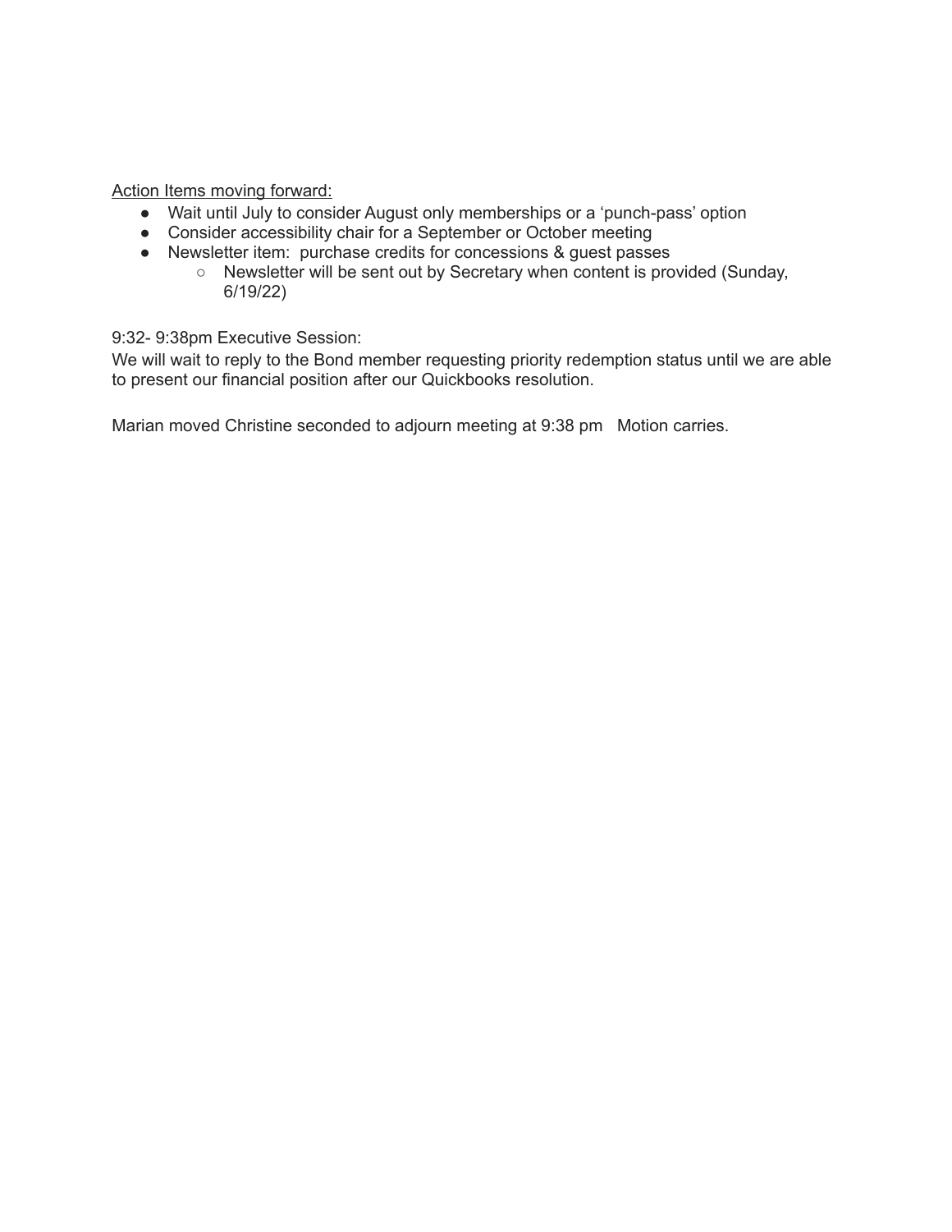<u>Action Items moving forward:</u>

- Wait until July to consider August only memberships or a 'punch-pass' option
- Consider accessibility chair for a September or October meeting
- Newsletter item: purchase credits for concessions & guest passes
  - Newsletter will be sent out by Secretary when content is provided (Sunday, 6/19/22)

9:32- 9:38pm Executive Session:
We will wait to reply to the Bond member requesting priority redemption status until we are able to present our financial position after our Quickbooks resolution.

Marian moved Christine seconded to adjourn meeting at 9:38 pm Motion carries.